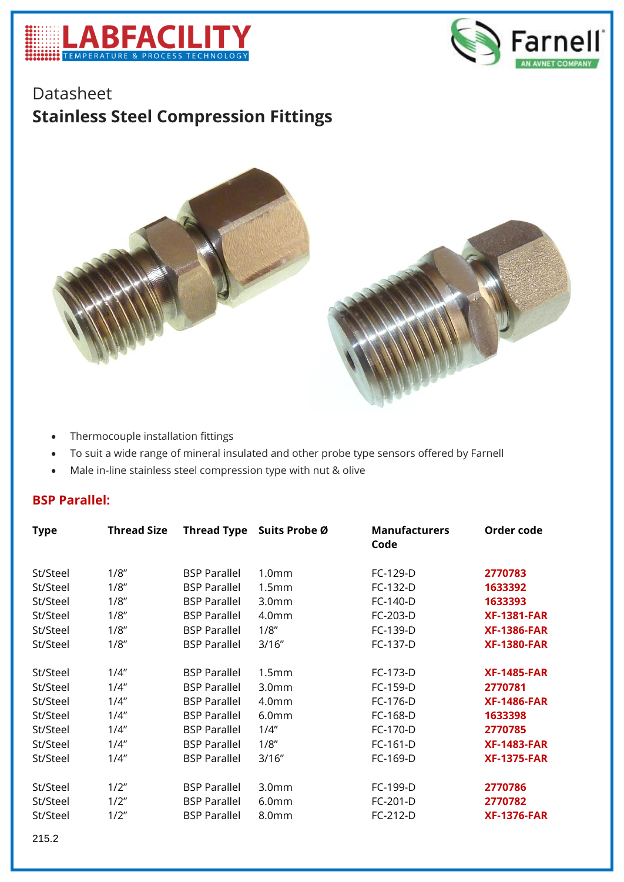Datasheet

# Stainless Steel Compression Fittings

- Thermocouple installation fittings
- To suit a wide range of mineral insulated and other probe type sensors offered by Farnell
- Male in-line stainless steel compression type with nut & olive

## BSP Parallel:

| Type | Thread Size | Thread Type | Suits Probe Ø | Manufacturers Code | Order code |
|---|---|---|---|---|---|
| St/Steel | 1/8″ | BSP Parallel | 1.0mm | FC-129-D | **2770783** |
| St/Steel | 1/8″ | BSP Parallel | 1.5mm | FC-132-D | **1633392** |
| St/Steel | 1/8″ | BSP Parallel | 3.0mm | FC-140-D | **1633393** |
| St/Steel | 1/8″ | BSP Parallel | 4.0mm | FC-203-D | **XF-1381-FAR** |
| St/Steel | 1/8″ | BSP Parallel | 1/8″ | FC-139-D | **XF-1386-FAR** |
| St/Steel | 1/8″ | BSP Parallel | 3/16″ | FC-137-D | **XF-1380-FAR** |
| St/Steel | 1/4″ | BSP Parallel | 1.5mm | FC-173-D | **XF-1485-FAR** |
| St/Steel | 1/4″ | BSP Parallel | 3.0mm | FC-159-D | **2770781** |
| St/Steel | 1/4″ | BSP Parallel | 4.0mm | FC-176-D | **XF-1486-FAR** |
| St/Steel | 1/4″ | BSP Parallel | 6.0mm | FC-168-D | **1633398** |
| St/Steel | 1/4″ | BSP Parallel | 1/4″ | FC-170-D | **2770785** |
| St/Steel | 1/4″ | BSP Parallel | 1/8″ | FC-161-D | **XF-1483-FAR** |
| St/Steel | 1/4″ | BSP Parallel | 3/16″ | FC-169-D | **XF-1375-FAR** |
| St/Steel | 1/2″ | BSP Parallel | 3.0mm | FC-199-D | **2770786** |
| St/Steel | 1/2″ | BSP Parallel | 6.0mm | FC-201-D | **2770782** |
| St/Steel | 1/2″ | BSP Parallel | 8.0mm | FC-212-D | **XF-1376-FAR** |

215.2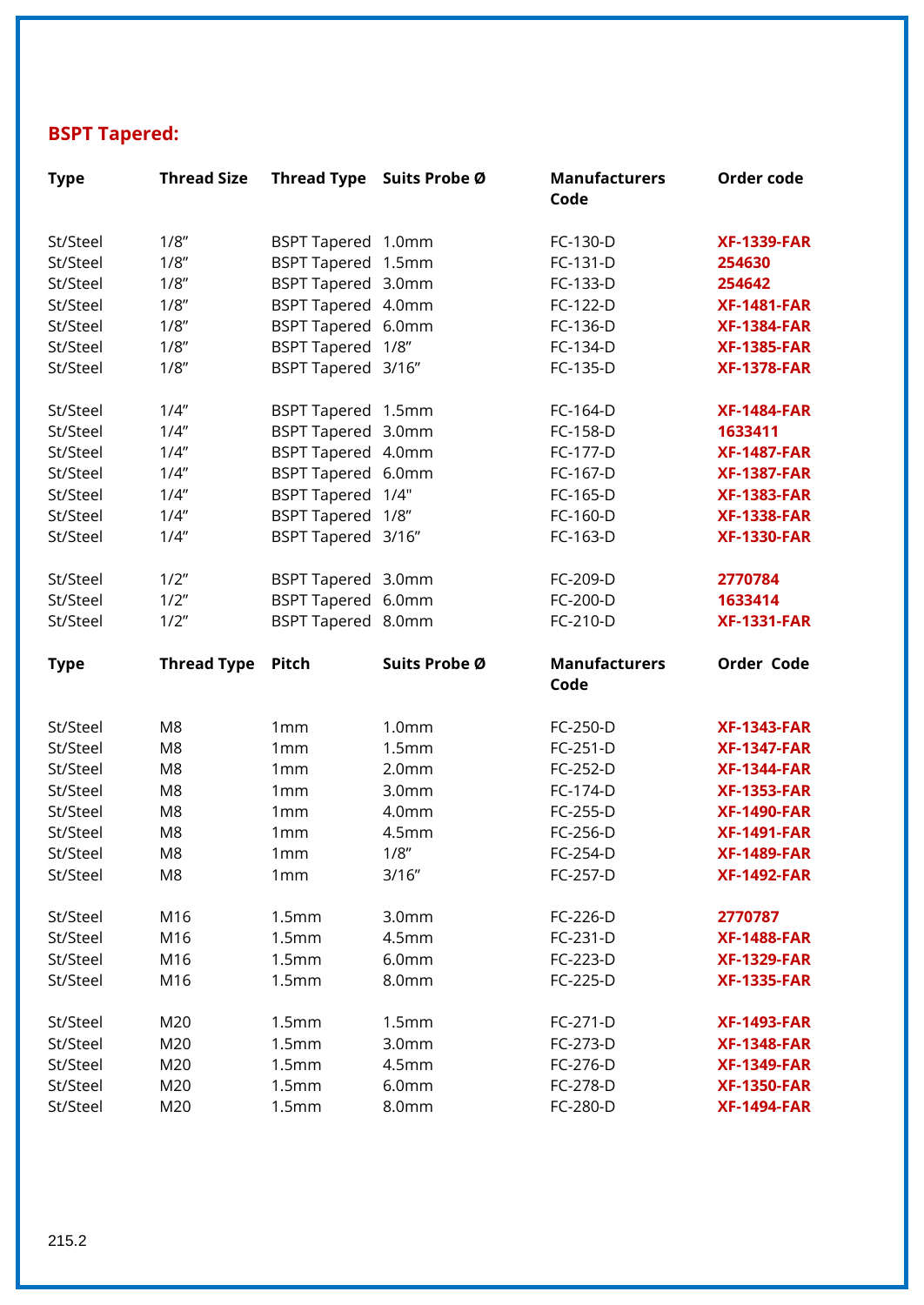## BSPT Tapered:

| Type | Thread Size | Thread Type | Suits Probe Ø | Manufacturers Code | Order code |
|---|---|---|---|---|---|
| St/Steel | 1/8″ | BSPT Tapered | 1.0mm | FC-130-D | **XF-1339-FAR** |
| St/Steel | 1/8″ | BSPT Tapered | 1.5mm | FC-131-D | **254630** |
| St/Steel | 1/8″ | BSPT Tapered | 3.0mm | FC-133-D | **254642** |
| St/Steel | 1/8″ | BSPT Tapered | 4.0mm | FC-122-D | **XF-1481-FAR** |
| St/Steel | 1/8″ | BSPT Tapered | 6.0mm | FC-136-D | **XF-1384-FAR** |
| St/Steel | 1/8″ | BSPT Tapered | 1/8″ | FC-134-D | **XF-1385-FAR** |
| St/Steel | 1/8″ | BSPT Tapered | 3/16″ | FC-135-D | **XF-1378-FAR** |
| St/Steel | 1/4″ | BSPT Tapered | 1.5mm | FC-164-D | **XF-1484-FAR** |
| St/Steel | 1/4″ | BSPT Tapered | 3.0mm | FC-158-D | **1633411** |
| St/Steel | 1/4″ | BSPT Tapered | 4.0mm | FC-177-D | **XF-1487-FAR** |
| St/Steel | 1/4″ | BSPT Tapered | 6.0mm | FC-167-D | **XF-1387-FAR** |
| St/Steel | 1/4″ | BSPT Tapered | 1/4" | FC-165-D | **XF-1383-FAR** |
| St/Steel | 1/4″ | BSPT Tapered | 1/8″ | FC-160-D | **XF-1338-FAR** |
| St/Steel | 1/4″ | BSPT Tapered | 3/16″ | FC-163-D | **XF-1330-FAR** |
| St/Steel | 1/2″ | BSPT Tapered | 3.0mm | FC-209-D | **2770784** |
| St/Steel | 1/2″ | BSPT Tapered | 6.0mm | FC-200-D | **1633414** |
| St/Steel | 1/2″ | BSPT Tapered | 8.0mm | FC-210-D | **XF-1331-FAR** |

| Type | Thread Type | Pitch | Suits Probe Ø | Manufacturers Code | Order Code |
|---|---|---|---|---|---|
| St/Steel | M8 | 1mm | 1.0mm | FC-250-D | **XF-1343-FAR** |
| St/Steel | M8 | 1mm | 1.5mm | FC-251-D | **XF-1347-FAR** |
| St/Steel | M8 | 1mm | 2.0mm | FC-252-D | **XF-1344-FAR** |
| St/Steel | M8 | 1mm | 3.0mm | FC-174-D | **XF-1353-FAR** |
| St/Steel | M8 | 1mm | 4.0mm | FC-255-D | **XF-1490-FAR** |
| St/Steel | M8 | 1mm | 4.5mm | FC-256-D | **XF-1491-FAR** |
| St/Steel | M8 | 1mm | 1/8″ | FC-254-D | **XF-1489-FAR** |
| St/Steel | M8 | 1mm | 3/16″ | FC-257-D | **XF-1492-FAR** |
| St/Steel | M16 | 1.5mm | 3.0mm | FC-226-D | **2770787** |
| St/Steel | M16 | 1.5mm | 4.5mm | FC-231-D | **XF-1488-FAR** |
| St/Steel | M16 | 1.5mm | 6.0mm | FC-223-D | **XF-1329-FAR** |
| St/Steel | M16 | 1.5mm | 8.0mm | FC-225-D | **XF-1335-FAR** |
| St/Steel | M20 | 1.5mm | 1.5mm | FC-271-D | **XF-1493-FAR** |
| St/Steel | M20 | 1.5mm | 3.0mm | FC-273-D | **XF-1348-FAR** |
| St/Steel | M20 | 1.5mm | 4.5mm | FC-276-D | **XF-1349-FAR** |
| St/Steel | M20 | 1.5mm | 6.0mm | FC-278-D | **XF-1350-FAR** |
| St/Steel | M20 | 1.5mm | 8.0mm | FC-280-D | **XF-1494-FAR** |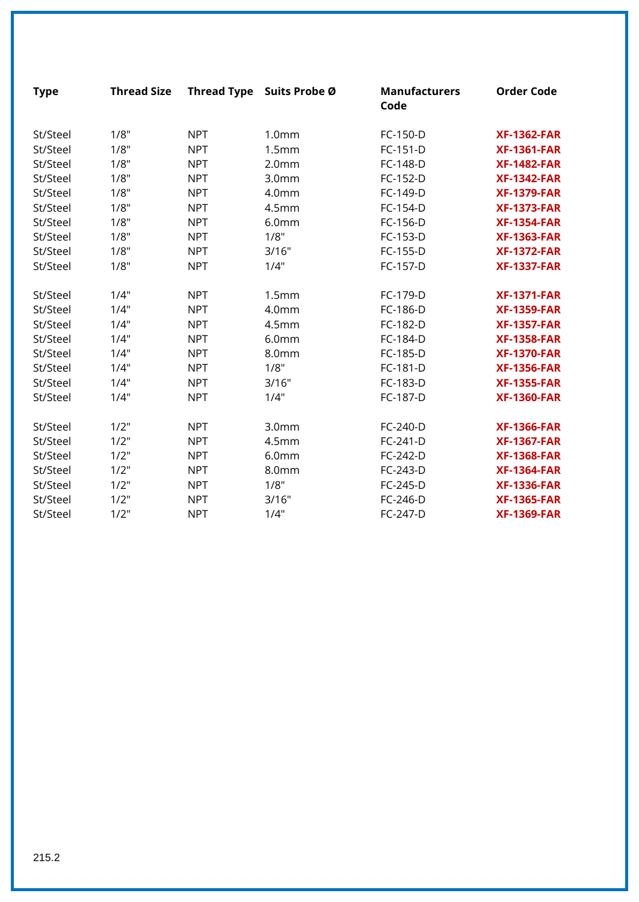| Type | Thread Size | Thread Type | Suits Probe Ø | Manufacturers Code | Order Code |
|---|---|---|---|---|---|
| St/Steel | 1/8" | NPT | 1.0mm | FC-150-D | **XF-1362-FAR** |
| St/Steel | 1/8" | NPT | 1.5mm | FC-151-D | **XF-1361-FAR** |
| St/Steel | 1/8" | NPT | 2.0mm | FC-148-D | **XF-1482-FAR** |
| St/Steel | 1/8" | NPT | 3.0mm | FC-152-D | **XF-1342-FAR** |
| St/Steel | 1/8" | NPT | 4.0mm | FC-149-D | **XF-1379-FAR** |
| St/Steel | 1/8" | NPT | 4.5mm | FC-154-D | **XF-1373-FAR** |
| St/Steel | 1/8" | NPT | 6.0mm | FC-156-D | **XF-1354-FAR** |
| St/Steel | 1/8" | NPT | 1/8" | FC-153-D | **XF-1363-FAR** |
| St/Steel | 1/8" | NPT | 3/16" | FC-155-D | **XF-1372-FAR** |
| St/Steel | 1/8" | NPT | 1/4" | FC-157-D | **XF-1337-FAR** |
| St/Steel | 1/4" | NPT | 1.5mm | FC-179-D | **XF-1371-FAR** |
| St/Steel | 1/4" | NPT | 4.0mm | FC-186-D | **XF-1359-FAR** |
| St/Steel | 1/4" | NPT | 4.5mm | FC-182-D | **XF-1357-FAR** |
| St/Steel | 1/4" | NPT | 6.0mm | FC-184-D | **XF-1358-FAR** |
| St/Steel | 1/4" | NPT | 8.0mm | FC-185-D | **XF-1370-FAR** |
| St/Steel | 1/4" | NPT | 1/8" | FC-181-D | **XF-1356-FAR** |
| St/Steel | 1/4" | NPT | 3/16" | FC-183-D | **XF-1355-FAR** |
| St/Steel | 1/4" | NPT | 1/4" | FC-187-D | **XF-1360-FAR** |
| St/Steel | 1/2" | NPT | 3.0mm | FC-240-D | **XF-1366-FAR** |
| St/Steel | 1/2" | NPT | 4.5mm | FC-241-D | **XF-1367-FAR** |
| St/Steel | 1/2" | NPT | 6.0mm | FC-242-D | **XF-1368-FAR** |
| St/Steel | 1/2" | NPT | 8.0mm | FC-243-D | **XF-1364-FAR** |
| St/Steel | 1/2" | NPT | 1/8" | FC-245-D | **XF-1336-FAR** |
| St/Steel | 1/2" | NPT | 3/16" | FC-246-D | **XF-1365-FAR** |
| St/Steel | 1/2" | NPT | 1/4" | FC-247-D | **XF-1369-FAR** |